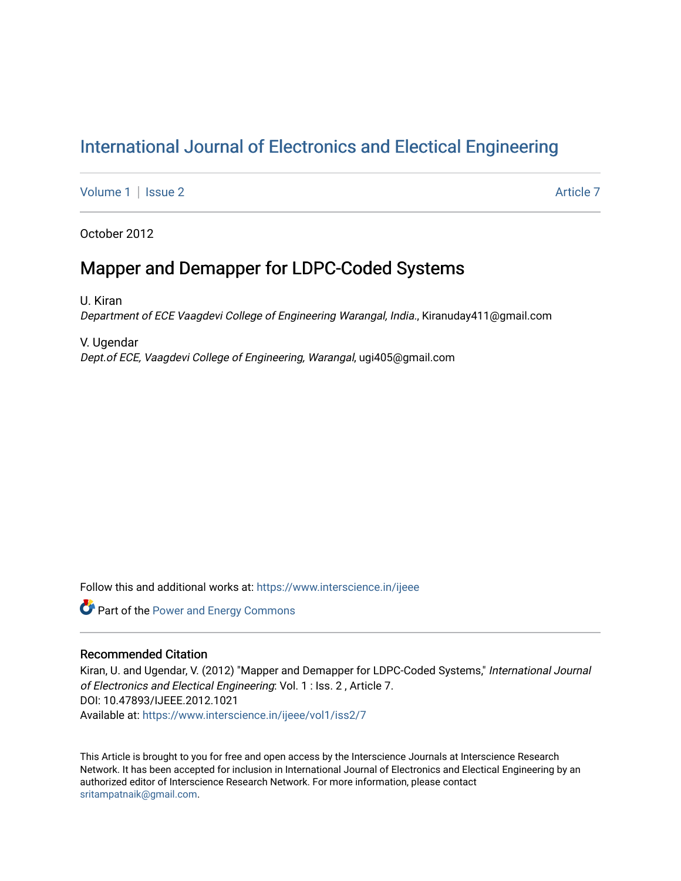# International Journal of Electronics and Electical Engineering

Volume 1 | Issue 2 Article 7

October 2012

## Mapper and Demapper for LDPC-Coded Systems

U. Kiran
*Department of ECE Vaagdevi College of Engineering Warangal, India.*, Kiranuday411@gmail.com

V. Ugendar
*Dept.of ECE, Vaagdevi College of Engineering, Warangal*, ugi405@gmail.com

Follow this and additional works at: https://www.interscience.in/ijeee

Part of the Power and Energy Commons

### Recommended Citation

Kiran, U. and Ugendar, V. (2012) "Mapper and Demapper for LDPC-Coded Systems," *International Journal of Electronics and Electical Engineering*: Vol. 1 : Iss. 2 , Article 7.
DOI: 10.47893/IJEEE.2012.1021
Available at: https://www.interscience.in/ijeee/vol1/iss2/7

This Article is brought to you for free and open access by the Interscience Journals at Interscience Research Network. It has been accepted for inclusion in International Journal of Electronics and Electical Engineering by an authorized editor of Interscience Research Network. For more information, please contact sritampatnaik@gmail.com.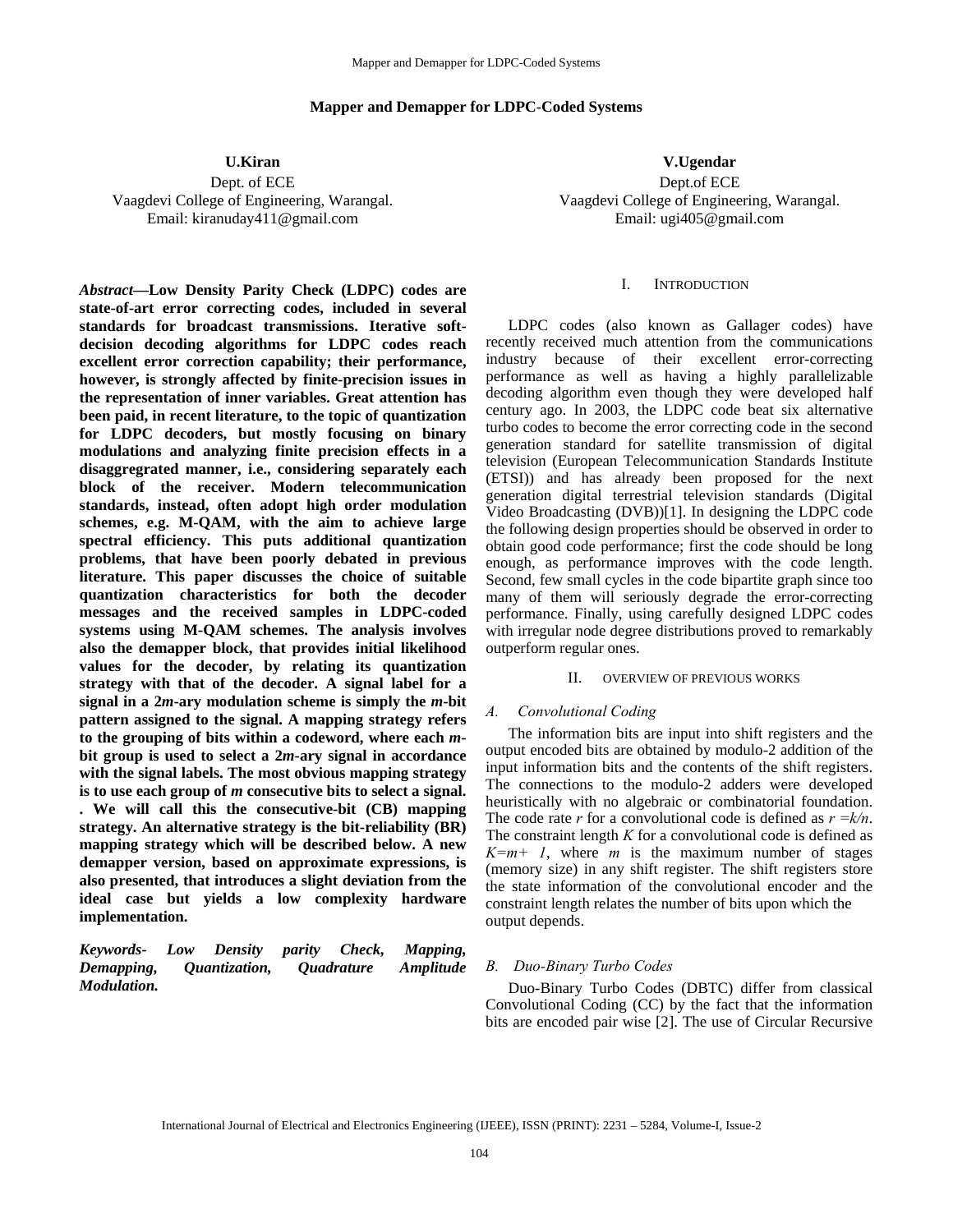# Mapper and Demapper for LDPC-Coded Systems

**U.Kiran**
Dept. of ECE
Vaagdevi College of Engineering, Warangal.
Email: kiranuday411@gmail.com

**V.Ugendar**
Dept.of ECE
Vaagdevi College of Engineering, Warangal.
Email: ugi405@gmail.com

***Abstract*—Low Density Parity Check (LDPC) codes are state-of-art error correcting codes, included in several standards for broadcast transmissions. Iterative soft-decision decoding algorithms for LDPC codes reach excellent error correction capability; their performance, however, is strongly affected by finite-precision issues in the representation of inner variables. Great attention has been paid, in recent literature, to the topic of quantization for LDPC decoders, but mostly focusing on binary modulations and analyzing finite precision effects in a disaggregrated manner, i.e., considering separately each block of the receiver. Modern telecommunication standards, instead, often adopt high order modulation schemes, e.g. M-QAM, with the aim to achieve large spectral efficiency. This puts additional quantization problems, that have been poorly debated in previous literature. This paper discusses the choice of suitable quantization characteristics for both the decoder messages and the received samples in LDPC-coded systems using M-QAM schemes. The analysis involves also the demapper block, that provides initial likelihood values for the decoder, by relating its quantization strategy with that of the decoder. A signal label for a signal in a 2*m*-ary modulation scheme is simply the *m*-bit pattern assigned to the signal. A mapping strategy refers to the grouping of bits within a codeword, where each *m*-bit group is used to select a 2*m*-ary signal in accordance with the signal labels. The most obvious mapping strategy is to use each group of *m* consecutive bits to select a signal. . We will call this the consecutive-bit (CB) mapping strategy. An alternative strategy is the bit-reliability (BR) mapping strategy which will be described below. A new demapper version, based on approximate expressions, is also presented, that introduces a slight deviation from the ideal case but yields a low complexity hardware implementation.**

***Keywords- Low Density parity Check, Mapping, Demapping, Quantization, Quadrature Amplitude Modulation.***

## I. Introduction

LDPC codes (also known as Gallager codes) have recently received much attention from the communications industry because of their excellent error-correcting performance as well as having a highly parallelizable decoding algorithm even though they were developed half century ago. In 2003, the LDPC code beat six alternative turbo codes to become the error correcting code in the second generation standard for satellite transmission of digital television (European Telecommunication Standards Institute (ETSI)) and has already been proposed for the next generation digital terrestrial television standards (Digital Video Broadcasting (DVB))[1]. In designing the LDPC code the following design properties should be observed in order to obtain good code performance; first the code should be long enough, as performance improves with the code length. Second, few small cycles in the code bipartite graph since too many of them will seriously degrade the error-correcting performance. Finally, using carefully designed LDPC codes with irregular node degree distributions proved to remarkably outperform regular ones.

## II. Overview of Previous Works

### A. Convolutional Coding

The information bits are input into shift registers and the output encoded bits are obtained by modulo-2 addition of the input information bits and the contents of the shift registers. The connections to the modulo-2 adders were developed heuristically with no algebraic or combinatorial foundation. The code rate $r$ for a convolutional code is defined as $r = k/n$. The constraint length $K$ for a convolutional code is defined as $K = m + 1$, where $m$ is the maximum number of stages (memory size) in any shift register. The shift registers store the state information of the convolutional encoder and the constraint length relates the number of bits upon which the output depends.

### B. Duo-Binary Turbo Codes

Duo-Binary Turbo Codes (DBTC) differ from classical Convolutional Coding (CC) by the fact that the information bits are encoded pair wise [2]. The use of Circular Recursive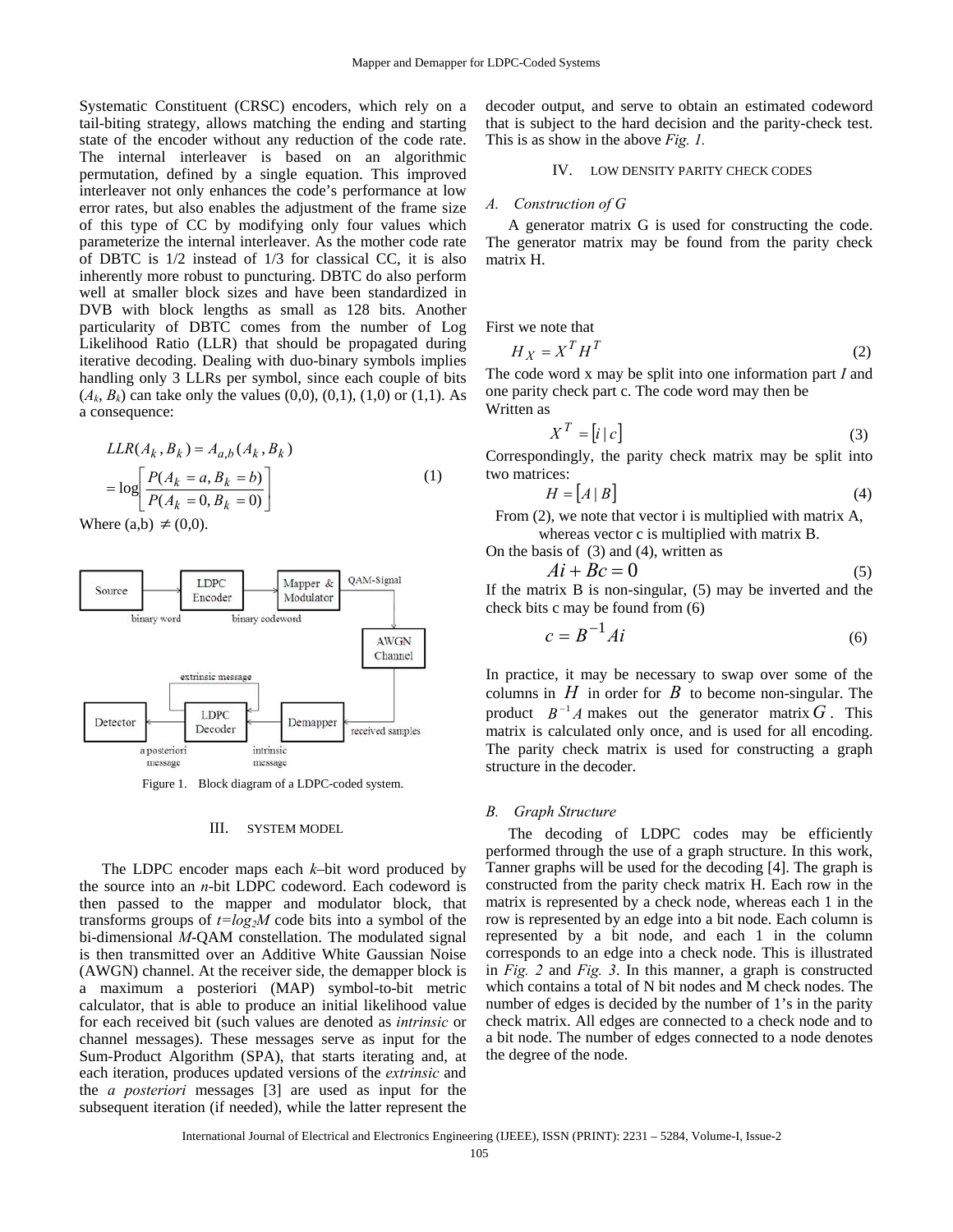Systematic Constituent (CRSC) encoders, which rely on a tail-biting strategy, allows matching the ending and starting state of the encoder without any reduction of the code rate. The internal interleaver is based on an algorithmic permutation, defined by a single equation. This improved interleaver not only enhances the code's performance at low error rates, but also enables the adjustment of the frame size of this type of CC by modifying only four values which parameterize the internal interleaver. As the mother code rate of DBTC is 1/2 instead of 1/3 for classical CC, it is also inherently more robust to puncturing. DBTC do also perform well at smaller block sizes and have been standardized in DVB with block lengths as small as 128 bits. Another particularity of DBTC comes from the number of Log Likelihood Ratio (LLR) that should be propagated during iterative decoding. Dealing with duo-binary symbols implies handling only 3 LLRs per symbol, since each couple of bits ($A_k$, $B_k$) can take only the values (0,0), (0,1), (1,0) or (1,1). As a consequence:

$$LLR(A_k, B_k) = A_{a,b}(A_k, B_k) = \log\left[\frac{P(A_k = a, B_k = b)}{P(A_k = 0, B_k = 0)}\right] \quad (1)$$

Where $(a,b) \neq (0,0)$.

Figure 1. Block diagram of a LDPC-coded system.

## III. SYSTEM MODEL

The LDPC encoder maps each $k$–bit word produced by the source into an $n$-bit LDPC codeword. Each codeword is then passed to the mapper and modulator block, that transforms groups of $t=\log_2 M$ code bits into a symbol of the bi-dimensional $M$-QAM constellation. The modulated signal is then transmitted over an Additive White Gaussian Noise (AWGN) channel. At the receiver side, the demapper block is a maximum a posteriori (MAP) symbol-to-bit metric calculator, that is able to produce an initial likelihood value for each received bit (such values are denoted as *intrinsic* or channel messages). These messages serve as input for the Sum-Product Algorithm (SPA), that starts iterating and, at each iteration, produces updated versions of the *extrinsic* and the *a posteriori* messages [3] are used as input for the subsequent iteration (if needed), while the latter represent the decoder output, and serve to obtain an estimated codeword that is subject to the hard decision and the parity-check test. This is as show in the above *Fig. 1*.

## IV. LOW DENSITY PARITY CHECK CODES

### A. Construction of G

A generator matrix G is used for constructing the code. The generator matrix may be found from the parity check matrix H.

First we note that

$$H_X = X^T H^T \quad (2)$$

The code word x may be split into one information part $I$ and one parity check part c. The code word may then be Written as

$$X^T = [i \mid c] \quad (3)$$

Correspondingly, the parity check matrix may be split into two matrices:

$$H = [A \mid B] \quad (4)$$

From (2), we note that vector i is multiplied with matrix A, whereas vector c is multiplied with matrix B.

On the basis of (3) and (4), written as

$$Ai + Bc = 0 \quad (5)$$

If the matrix B is non-singular, (5) may be inverted and the check bits c may be found from (6)

$$c = B^{-1}Ai \quad (6)$$

In practice, it may be necessary to swap over some of the columns in $H$ in order for $B$ to become non-singular. The product $B^{-1}A$ makes out the generator matrix $G$. This matrix is calculated only once, and is used for all encoding. The parity check matrix is used for constructing a graph structure in the decoder.

### B. Graph Structure

The decoding of LDPC codes may be efficiently performed through the use of a graph structure. In this work, Tanner graphs will be used for the decoding [4]. The graph is constructed from the parity check matrix H. Each row in the matrix is represented by a check node, whereas each 1 in the row is represented by an edge into a bit node. Each column is represented by a bit node, and each 1 in the column corresponds to an edge into a check node. This is illustrated in *Fig. 2* and *Fig. 3*. In this manner, a graph is constructed which contains a total of N bit nodes and M check nodes. The number of edges is decided by the number of 1's in the parity check matrix. All edges are connected to a check node and to a bit node. The number of edges connected to a node denotes the degree of the node.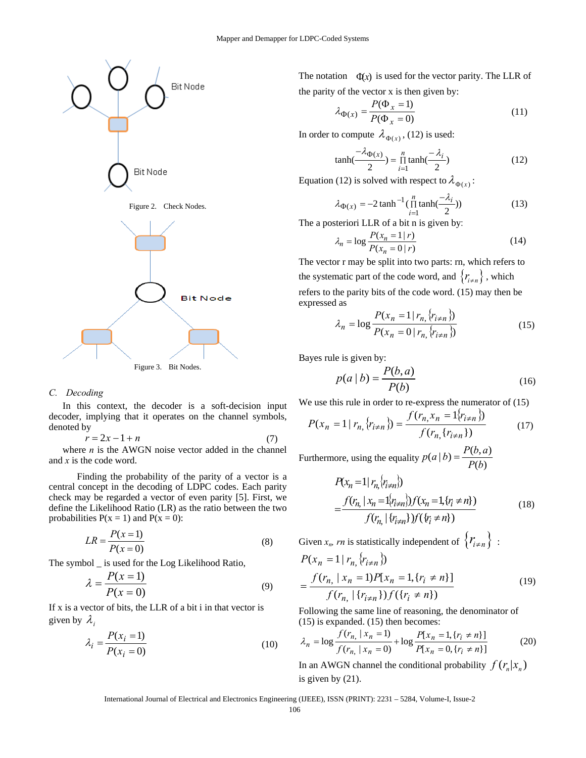Bit Node

Bit Node

Figure 2. Check Nodes.

Bit Node

Figure 3. Bit Nodes.

### C. Decoding

In this context, the decoder is a soft-decision input decoder, implying that it operates on the channel symbols, denoted by

$$r = 2x - 1 + n \tag{7}$$

where $n$ is the AWGN noise vector added in the channel and $x$ is the code word.

Finding the probability of the parity of a vector is a central concept in the decoding of LDPC codes. Each parity check may be regarded as a vector of even parity [5]. First, we define the Likelihood Ratio (LR) as the ratio between the two probabilities P(x = 1) and P(x = 0):

$$LR = \frac{P(x=1)}{P(x=0)} \tag{8}$$

The symbol _ is used for the Log Likelihood Ratio,

$$\lambda = \frac{P(x=1)}{P(x=0)} \tag{9}$$

If x is a vector of bits, the LLR of a bit i in that vector is given by $\lambda_i$

$$\lambda_i = \frac{P(x_i=1)}{P(x_i=0)} \tag{10}$$

The notation $\Phi(x)$ is used for the vector parity. The LLR of the parity of the vector x is then given by:

$$\lambda_{\Phi(x)} = \frac{P(\Phi_x = 1)}{P(\Phi_x = 0)} \tag{11}$$

In order to compute $\lambda_{\Phi(x)}$, (12) is used:

$$\tanh\left(\frac{-\lambda_{\Phi(x)}}{2}\right) = \prod_{i=1}^{n} \tanh\left(\frac{-\lambda_i}{2}\right) \tag{12}$$

Equation (12) is solved with respect to $\lambda_{\Phi(x)}$:

$$\lambda_{\Phi(x)} = -2\tanh^{-1}\left(\prod_{i=1}^{n} \tanh\left(\frac{-\lambda_i}{2}\right)\right) \tag{13}$$

The a posteriori LLR of a bit n is given by:

$$\lambda_n = \log\frac{P(x_n = 1 \mid r)}{P(x_n = 0 \mid r)} \tag{14}$$

The vector r may be split into two parts: rn, which refers to the systematic part of the code word, and $\{r_{i\neq n}\}$, which refers to the parity bits of the code word. (15) may then be expressed as

$$\lambda_n = \log\frac{P(x_n = 1 \mid r_n, \{r_{i\neq n}\})}{P(x_n = 0 \mid r_n, \{r_{i\neq n}\})} \tag{15}$$

Bayes rule is given by:

$$p(a \mid b) = \frac{P(b,a)}{P(b)} \tag{16}$$

We use this rule in order to re-express the numerator of (15)

$$P(x_n = 1 \mid r_n, \{r_{i\neq n}\}) = \frac{f(r_n, x_n = 1\{r_{i\neq n}\})}{f(r_n, \{r_{i\neq n}\})} \tag{17}$$

Furthermore, using the equality $p(a \mid b) = \dfrac{P(b,a)}{P(b)}$

$$P(x_n = 1 \mid r_n, \{r_{i\neq n}\}) = \frac{f(r_n \mid x_n = 1\{r_{i\neq n}\}) f(x_n = 1, \{r_i \neq n\})}{f(r_n \mid \{r_{i\neq n}\}) f(\{r_i \neq n\})} \tag{18}$$

Given $x_n$, $rn$ is statistically independent of $\{r_{i\neq n}\}$:

$$P(x_n = 1 \mid r_n, \{r_{i\neq n}\}) = \frac{f(r_n \mid x_n = 1) P[x_n = 1, \{r_i \neq n\}]}{f(r_n \mid \{r_{i\neq n}\}) f(\{r_i \neq n\})} \tag{19}$$

Following the same line of reasoning, the denominator of (15) is expanded. (15) then becomes:

$$\lambda_n = \log\frac{f(r_n \mid x_n = 1)}{f(r_n \mid x_n = 0)} + \log\frac{P[x_n = 1, \{r_i \neq n\}]}{P[x_n = 0, \{r_i \neq n\}]} \tag{20}$$

In an AWGN channel the conditional probability $f(r_n \mid x_n)$ is given by (21).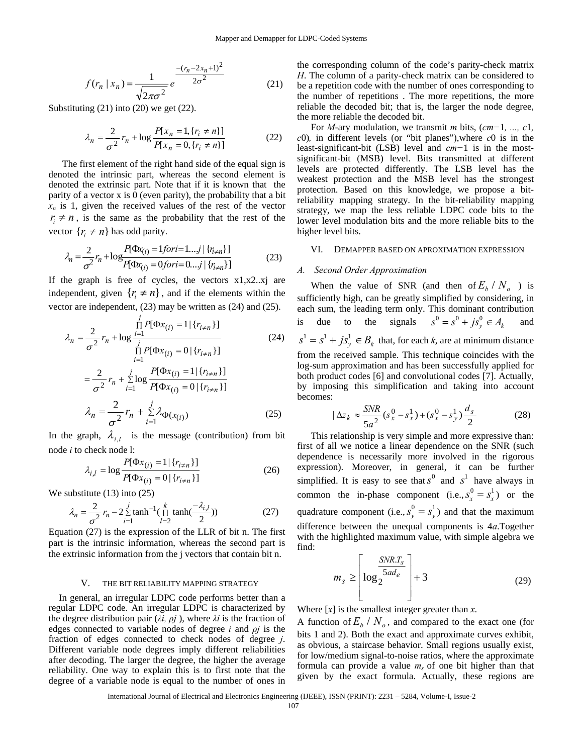$$f(r_n \mid x_n) = \frac{1}{\sqrt{2\pi\sigma^2}} e^{\frac{-(r_n - 2x_n + 1)^2}{2\sigma^2}} \tag{21}$$

Substituting (21) into (20) we get (22).

$$\lambda_n = \frac{2}{\sigma^2} r_n + \log \frac{P[x_n = 1, \{r_i \neq n\}]}{P[x_n = 0, \{r_i \neq n\}]} \tag{22}$$

The first element of the right hand side of the equal sign is denoted the intrinsic part, whereas the second element is denoted the extrinsic part. Note that if it is known that the parity of a vector x is 0 (even parity), the probability that a bit $x_n$ is 1, given the received values of the rest of the vector $r_i \neq n$, is the same as the probability that the rest of the vector $\{r_i \neq n\}$ has odd parity.

$$\lambda_n = \frac{2}{\sigma^2} r_n + \log \frac{P[\Phi x_{(i)} = 1 for i = 1 \ldots j \mid \{r_{i \neq n}\}]}{P[\Phi x_{(i)} = 0 for i = 0 \ldots j \mid \{r_{i \neq n}\}]} \tag{23}$$

If the graph is free of cycles, the vectors x1,x2..xj are independent, given $\{r_i \neq n\}$, and if the elements within the vector are independent, (23) may be written as (24) and (25).

$$\lambda_n = \frac{2}{\sigma^2} r_n + \log \frac{\prod_{i=1}^{j} P[\Phi x_{(i)} = 1 \mid \{r_{i \neq n}\}]}{\prod_{i=1}^{j} P[\Phi x_{(i)} = 0 \mid \{r_{i \neq n}\}]} \tag{24}$$

$$= \frac{2}{\sigma^2} r_n + \sum_{i=1}^{j} \log \frac{P[\Phi x_{(i)} = 1 \mid \{r_{i \neq n}\}]}{P[\Phi x_{(i)} = 0 \mid \{r_{i \neq n}\}]}$$

$$\lambda_n = \frac{2}{\sigma^2} r_n + \sum_{i=1}^{j} \lambda_{\Phi(x_{(i)})} \tag{25}$$

In the graph, $\lambda_{i,l}$ is the message (contribution) from bit node *i* to check node l:

$$\lambda_{i,l} = \log \frac{P[\Phi x_{(i)} = 1 \mid \{r_{i \neq n}\}]}{P[\Phi x_{(i)} = 0 \mid \{r_{i \neq n}\}]} \tag{26}$$

We substitute (13) into (25)

$$\lambda_n = \frac{2}{\sigma^2} r_n - 2 \sum_{i=1}^{j} \tanh^{-1}\left(\prod_{l=2}^{k} \tanh\left(\frac{-\lambda_{i,l}}{2}\right)\right) \tag{27}$$

Equation (27) is the expression of the LLR of bit n. The first part is the intrinsic information, whereas the second part is the extrinsic information from the j vectors that contain bit n.

## V. THE BIT RELIABILITY MAPPING STRATEGY

In general, an irregular LDPC code performs better than a regular LDPC code. An irregular LDPC is characterized by the degree distribution pair (*λi, ρj* ), where *λi* is the fraction of edges connected to variable nodes of degree *i* and *ρj* is the fraction of edges connected to check nodes of degree *j*. Different variable node degrees imply different reliabilities after decoding. The larger the degree, the higher the average reliability. One way to explain this is to first note that the degree of a variable node is equal to the number of ones in the corresponding column of the code's parity-check matrix *H*. The column of a parity-check matrix can be considered to be a repetition code with the number of ones corresponding to the number of repetitions . The more repetitions, the more reliable the decoded bit; that is, the larger the node degree, the more reliable the decoded bit.

For *M*-ary modulation, we transmit *m* bits, (*cm*−1*, ..., c*1*, c*0)*,* in different levels (or "bit planes"),where *c*0 is in the least-significant-bit (LSB) level and *cm*−1 is in the most-significant-bit (MSB) level. Bits transmitted at different levels are protected differently. The LSB level has the weakest protection and the MSB level has the strongest protection. Based on this knowledge, we propose a bit-reliability mapping strategy. In the bit-reliability mapping strategy, we map the less reliable LDPC code bits to the lower level modulation bits and the more reliable bits to the higher level bits.

## VI. DEMAPPER BASED ON APROXIMATION EXPRESSION

### A. Second Order Approximation

When the value of SNR (and then of $E_b / N_o$ ) is sufficiently high, can be greatly simplified by considering, in each sum, the leading term only. This dominant contribution is due to the signals $s^0 = s^0 + js_y^0 \in A_k$ and $s^1 = s^1 + js_y^1 \in B_k$ that, for each *k*, are at minimum distance from the received sample. This technique coincides with the log-sum approximation and has been successfully applied for both product codes [6] and convolutional codes [7]. Actually, by imposing this simplification and taking into account becomes:

$$|\Delta z_k \approx \frac{SNR}{5a^2}(s_x^0 - s_x^1) + (s_x^0 - s_y^1)\frac{d_s}{2} \tag{28}$$

This relationship is very simple and more expressive than: first of all we notice a linear dependence on the SNR (such dependence is necessarily more involved in the rigorous expression). Moreover, in general, it can be further simplified. It is easy to see that $s^0$ and $s^1$ have always in common the in-phase component (i.e., $s_x^0 = s_x^1$) or the quadrature component (i.e., $s_y^0 = s_y^1$) and that the maximum difference between the unequal components is 4*a*.Together with the highlighted maximum value, with simple algebra we find:

$$m_s \geq \left\lceil \log_2 \frac{SNR.T_s}{5ad_e} \right\rceil + 3 \tag{29}$$

Where [*x*] is the smallest integer greater than *x*.

A function of $E_b / N_o$, and compared to the exact one (for bits 1 and 2). Both the exact and approximate curves exhibit, as obvious, a staircase behavior. Small regions usually exist, for low/medium signal-to-noise ratios, where the approximate formula can provide a value $m_s$ of one bit higher than that given by the exact formula. Actually, these regions are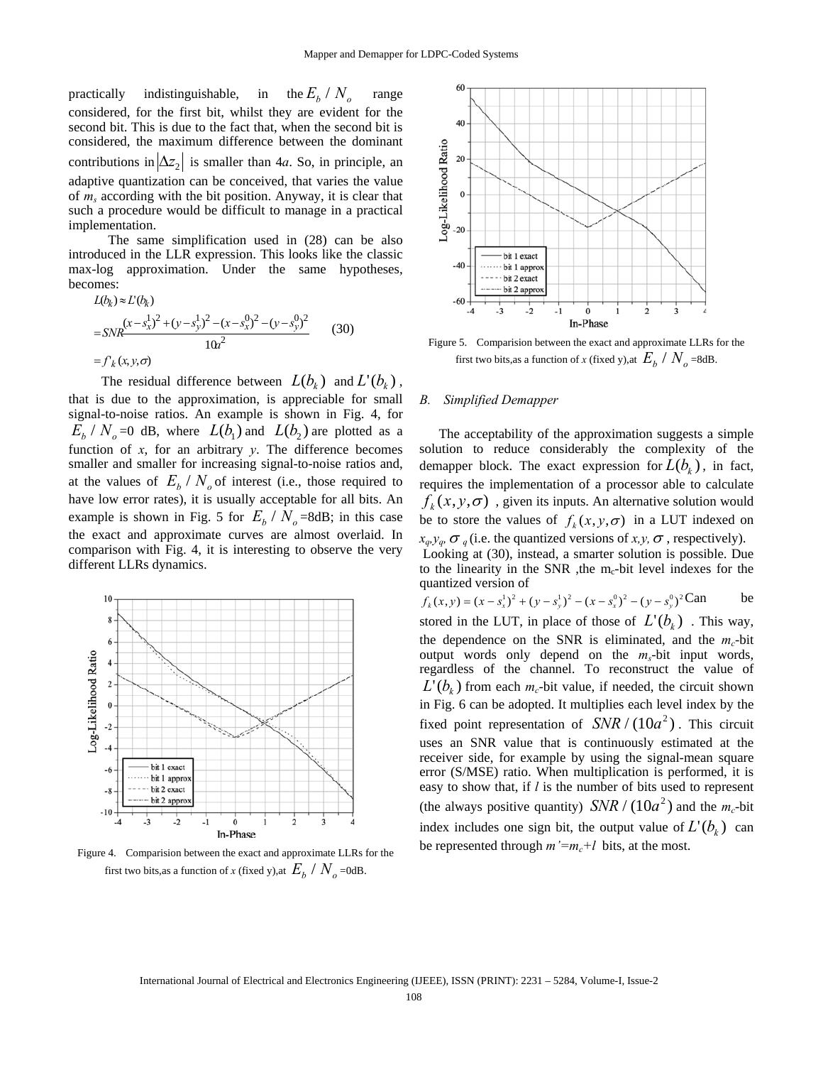practically indistinguishable, in the $E_b / N_o$ range considered, for the first bit, whilst they are evident for the second bit. This is due to the fact that, when the second bit is considered, the maximum difference between the dominant contributions in $|\Delta z_2|$ is smaller than 4*a*. So, in principle, an adaptive quantization can be conceived, that varies the value of $m_s$ according with the bit position. Anyway, it is clear that such a procedure would be difficult to manage in a practical implementation.

The same simplification used in (28) can be also introduced in the LLR expression. This looks like the classic max-log approximation. Under the same hypotheses, becomes:

$$L(b_k) \approx L'(b_k) = SNR\frac{(x-s_x^1)^2 + (y-s_y^1)^2 - (x-s_x^0)^2 - (y-s_y^0)^2}{10a^2} = f'_k(x,y,\sigma) \quad (30)$$

The residual difference between $L(b_k)$ and $L'(b_k)$, that is due to the approximation, is appreciable for small signal-to-noise ratios. An example is shown in Fig. 4, for $E_b / N_o$ =0 dB, where $L(b_1)$ and $L(b_2)$ are plotted as a function of *x*, for an arbitrary *y*. The difference becomes smaller and smaller for increasing signal-to-noise ratios and, at the values of $E_b / N_o$ of interest (i.e., those required to have low error rates), it is usually acceptable for all bits. An example is shown in Fig. 5 for $E_b / N_o$ =8dB; in this case the exact and approximate curves are almost overlaid. In comparison with Fig. 4, it is interesting to observe the very different LLRs dynamics.

Figure 4. Comparision between the exact and approximate LLRs for the first two bits,as a function of *x* (fixed y),at $E_b / N_o$ =0dB.

Figure 5. Comparision between the exact and approximate LLRs for the first two bits,as a function of *x* (fixed y),at $E_b / N_o$ =8dB.

*B. Simplified Demapper*

The acceptability of the approximation suggests a simple solution to reduce considerably the complexity of the demapper block. The exact expression for $L(b_k)$, in fact, requires the implementation of a processor able to calculate $f_k(x,y,\sigma)$, given its inputs. An alternative solution would be to store the values of $f_k(x,y,\sigma)$ in a LUT indexed on $x_q, y_q, \sigma_q$ (i.e. the quantized versions of $x, y, \sigma$, respectively). Looking at (30), instead, a smarter solution is possible. Due to the linearity in the SNR ,the $m_c$-bit level indexes for the quantized version of $f_k(x,y) = (x-s_x^1)^2 + (y-s_y^1)^2 - (x-s_x^0)^2 - (y-s_y^0)^2$ Can be stored in the LUT, in place of those of $L'(b_k)$. This way, the dependence on the SNR is eliminated, and the $m_c$-bit output words only depend on the $m_s$-bit input words, regardless of the channel. To reconstruct the value of $L'(b_k)$ from each $m_c$-bit value, if needed, the circuit shown in Fig. 6 can be adopted. It multiplies each level index by the fixed point representation of $SNR/(10a^2)$. This circuit uses an SNR value that is continuously estimated at the receiver side, for example by using the signal-mean square error (S/MSE) ratio. When multiplication is performed, it is easy to show that, if *l* is the number of bits used to represent (the always positive quantity) $SNR/(10a^2)$ and the $m_c$-bit index includes one sign bit, the output value of $L'(b_k)$ can be represented through $m'=m_c+l$ bits, at the most.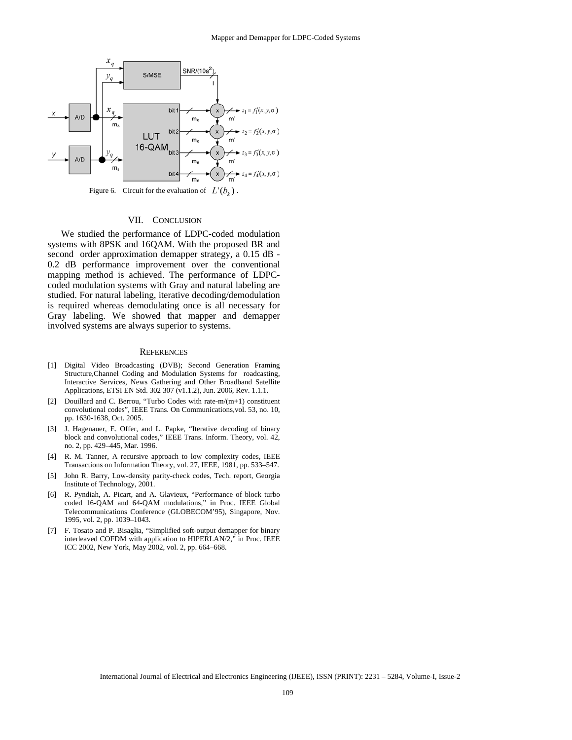x
$x_q$
$y_q$
S/MSE
SNR/(10a²)
l
A/D
$x_q$
$m_s$
LUT
16-QAM
bit 1
bit 2
bit 3
bit 4
$m_e$
$m_e$
$m_e$
$m_e$
x
x
x
x
m'
m'
m'
m'
$z_1 = f_1'(x, y, \sigma)$
$z_2 = f_2'(x, y, \sigma)$
$z_3 = f_3'(x, y, \sigma)$
$z_4 = f_4'(x, y, \sigma)$
y
A/D
$y_q$
$m_s$

Figure 6. Circuit for the evaluation of $L'(b_k)$.

## VII. Conclusion

We studied the performance of LDPC-coded modulation systems with 8PSK and 16QAM. With the proposed BR and second order approximation demapper strategy, a 0.15 dB - 0.2 dB performance improvement over the conventional mapping method is achieved. The performance of LDPC-coded modulation systems with Gray and natural labeling are studied. For natural labeling, iterative decoding/demodulation is required whereas demodulating once is all necessary for Gray labeling. We showed that mapper and demapper involved systems are always superior to systems.

## References

[1] Digital Video Broadcasting (DVB); Second Generation Framing Structure,Channel Coding and Modulation Systems for roadcasting, Interactive Services, News Gathering and Other Broadband Satellite Applications, ETSI EN Std. 302 307 (v1.1.2), Jun. 2006, Rev. 1.1.1.

[2] Douillard and C. Berrou, "Turbo Codes with rate-m/(m+1) constituent convolutional codes", IEEE Trans. On Communications,vol. 53, no. 10, pp. 1630-1638, Oct. 2005.

[3] J. Hagenauer, E. Offer, and L. Papke, "Iterative decoding of binary block and convolutional codes," IEEE Trans. Inform. Theory, vol. 42, no. 2, pp. 429–445, Mar. 1996.

[4] R. M. Tanner, A recursive approach to low complexity codes, IEEE Transactions on Information Theory, vol. 27, IEEE, 1981, pp. 533–547.

[5] John R. Barry, Low-density parity-check codes, Tech. report, Georgia Institute of Technology, 2001.

[6] R. Pyndiah, A. Picart, and A. Glavieux, "Performance of block turbo coded 16-QAM and 64-QAM modulations," in Proc. IEEE Global Telecommunications Conference (GLOBECOM'95), Singapore, Nov. 1995, vol. 2, pp. 1039–1043.

[7] F. Tosato and P. Bisaglia, "Simplified soft-output demapper for binary interleaved COFDM with application to HIPERLAN/2," in Proc. IEEE ICC 2002, New York, May 2002, vol. 2, pp. 664–668.